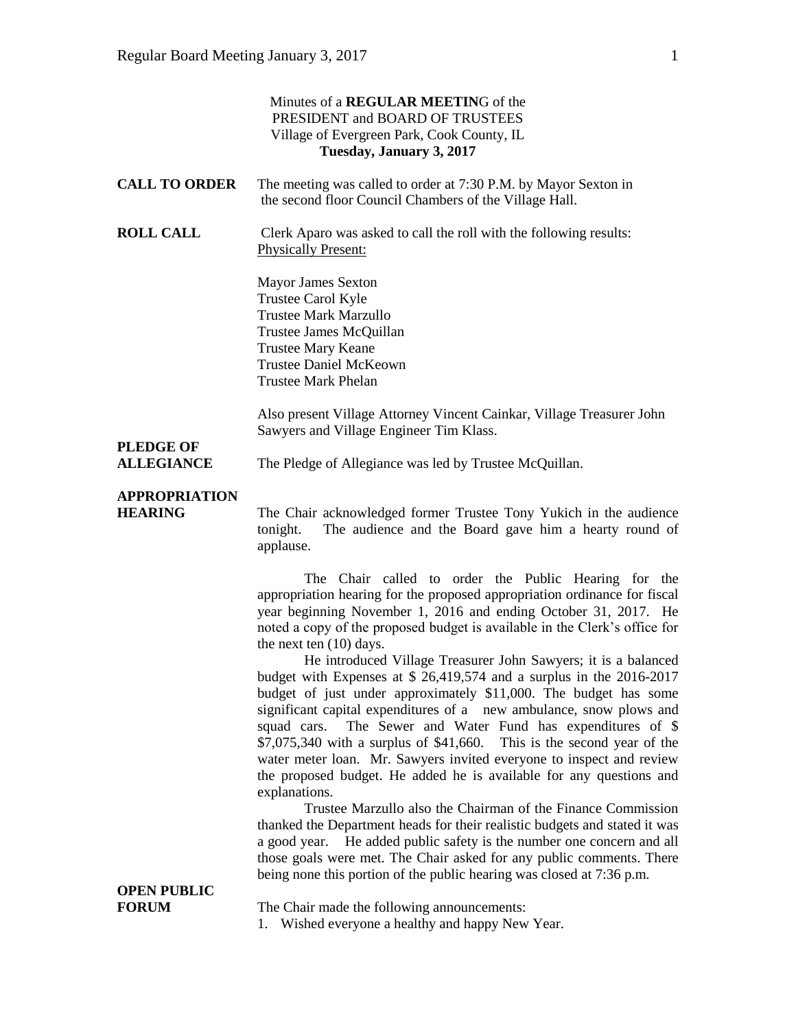Minutes of a **REGULAR MEETIN**G of the
PRESIDENT and BOARD OF TRUSTEES
Village of Evergreen Park, Cook County, IL
**Tuesday, January 3, 2017**

**CALL TO ORDER** The meeting was called to order at 7:30 P.M. by Mayor Sexton in the second floor Council Chambers of the Village Hall.

**ROLL CALL** Clerk Aparo was asked to call the roll with the following results:
Physically Present:

Mayor James Sexton
Trustee Carol Kyle
Trustee Mark Marzullo
Trustee James McQuillan
Trustee Mary Keane
Trustee Daniel McKeown
Trustee Mark Phelan

Also present Village Attorney Vincent Cainkar, Village Treasurer John Sawyers and Village Engineer Tim Klass.

**PLEDGE OF ALLEGIANCE** The Pledge of Allegiance was led by Trustee McQuillan.

**APPROPRIATION HEARING** The Chair acknowledged former Trustee Tony Yukich in the audience tonight. The audience and the Board gave him a hearty round of applause.

The Chair called to order the Public Hearing for the appropriation hearing for the proposed appropriation ordinance for fiscal year beginning November 1, 2016 and ending October 31, 2017. He noted a copy of the proposed budget is available in the Clerk's office for the next ten (10) days.

He introduced Village Treasurer John Sawyers; it is a balanced budget with Expenses at $ 26,419,574 and a surplus in the 2016-2017 budget of just under approximately $11,000. The budget has some significant capital expenditures of a new ambulance, snow plows and squad cars. The Sewer and Water Fund has expenditures of $ $7,075,340 with a surplus of $41,660. This is the second year of the water meter loan. Mr. Sawyers invited everyone to inspect and review the proposed budget. He added he is available for any questions and explanations.

Trustee Marzullo also the Chairman of the Finance Commission thanked the Department heads for their realistic budgets and stated it was a good year. He added public safety is the number one concern and all those goals were met. The Chair asked for any public comments. There being none this portion of the public hearing was closed at 7:36 p.m.

**OPEN PUBLIC FORUM** The Chair made the following announcements:

1. Wished everyone a healthy and happy New Year.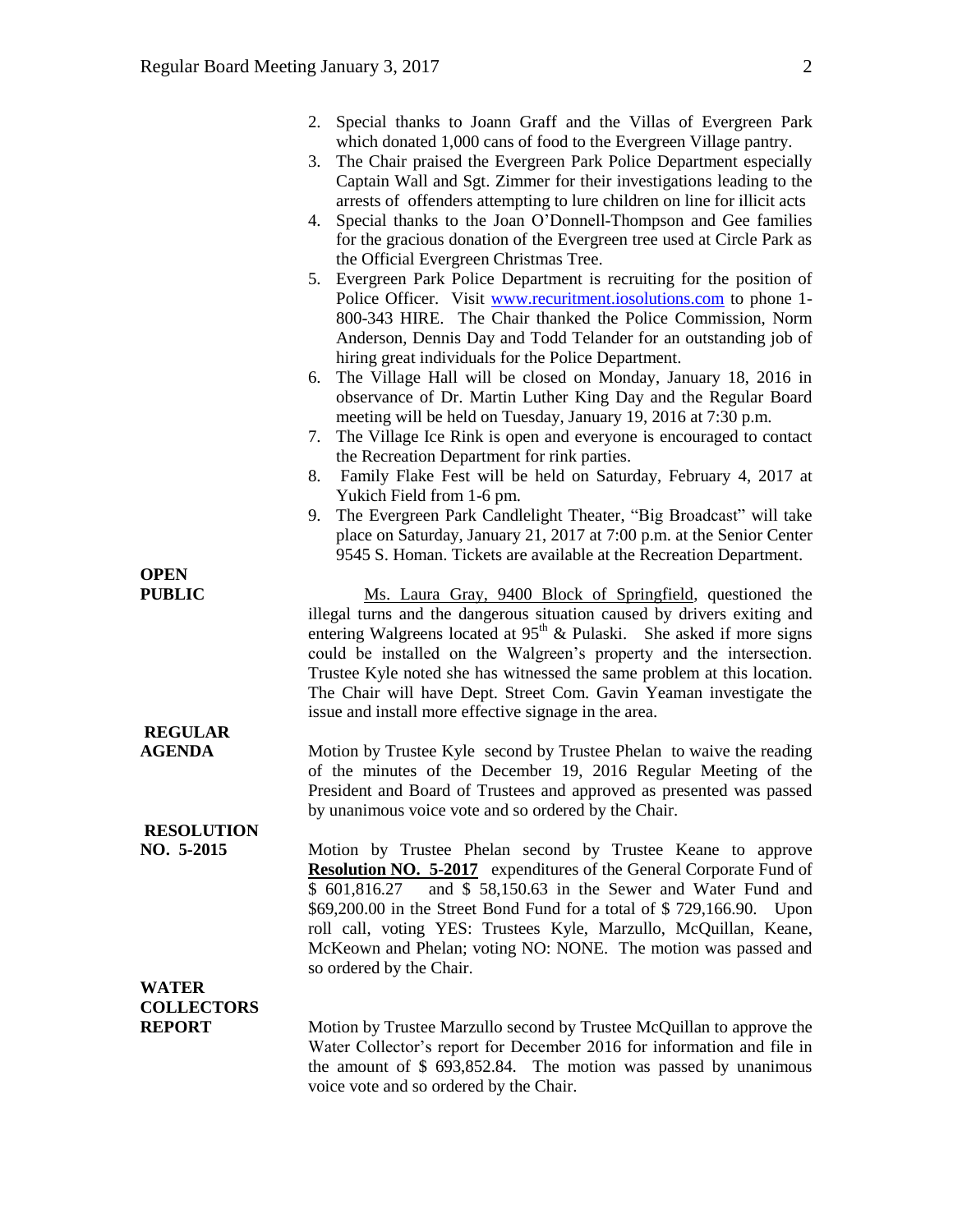2. Special thanks to Joann Graff and the Villas of Evergreen Park which donated 1,000 cans of food to the Evergreen Village pantry.
3. The Chair praised the Evergreen Park Police Department especially Captain Wall and Sgt. Zimmer for their investigations leading to the arrests of offenders attempting to lure children on line for illicit acts
4. Special thanks to the Joan O'Donnell-Thompson and Gee families for the gracious donation of the Evergreen tree used at Circle Park as the Official Evergreen Christmas Tree.
5. Evergreen Park Police Department is recruiting for the position of Police Officer. Visit www.recuritment.iosolutions.com to phone 1-800-343 HIRE. The Chair thanked the Police Commission, Norm Anderson, Dennis Day and Todd Telander for an outstanding job of hiring great individuals for the Police Department.
6. The Village Hall will be closed on Monday, January 18, 2016 in observance of Dr. Martin Luther King Day and the Regular Board meeting will be held on Tuesday, January 19, 2016 at 7:30 p.m.
7. The Village Ice Rink is open and everyone is encouraged to contact the Recreation Department for rink parties.
8. Family Flake Fest will be held on Saturday, February 4, 2017 at Yukich Field from 1-6 pm.
9. The Evergreen Park Candlelight Theater, "Big Broadcast" will take place on Saturday, January 21, 2017 at 7:00 p.m. at the Senior Center 9545 S. Homan. Tickets are available at the Recreation Department.

**OPEN PUBLIC**

Ms. Laura Gray, 9400 Block of Springfield, questioned the illegal turns and the dangerous situation caused by drivers exiting and entering Walgreens located at 95th & Pulaski. She asked if more signs could be installed on the Walgreen's property and the intersection. Trustee Kyle noted she has witnessed the same problem at this location. The Chair will have Dept. Street Com. Gavin Yeaman investigate the issue and install more effective signage in the area.

**REGULAR AGENDA**

Motion by Trustee Kyle second by Trustee Phelan to waive the reading of the minutes of the December 19, 2016 Regular Meeting of the President and Board of Trustees and approved as presented was passed by unanimous voice vote and so ordered by the Chair.

**RESOLUTION NO. 5-2015**

Motion by Trustee Phelan second by Trustee Keane to approve **Resolution NO. 5-2017** expenditures of the General Corporate Fund of $ 601,816.27 and $ 58,150.63 in the Sewer and Water Fund and $69,200.00 in the Street Bond Fund for a total of $ 729,166.90. Upon roll call, voting YES: Trustees Kyle, Marzullo, McQuillan, Keane, McKeown and Phelan; voting NO: NONE. The motion was passed and so ordered by the Chair.

**WATER COLLECTORS REPORT**

Motion by Trustee Marzullo second by Trustee McQuillan to approve the Water Collector's report for December 2016 for information and file in the amount of $ 693,852.84. The motion was passed by unanimous voice vote and so ordered by the Chair.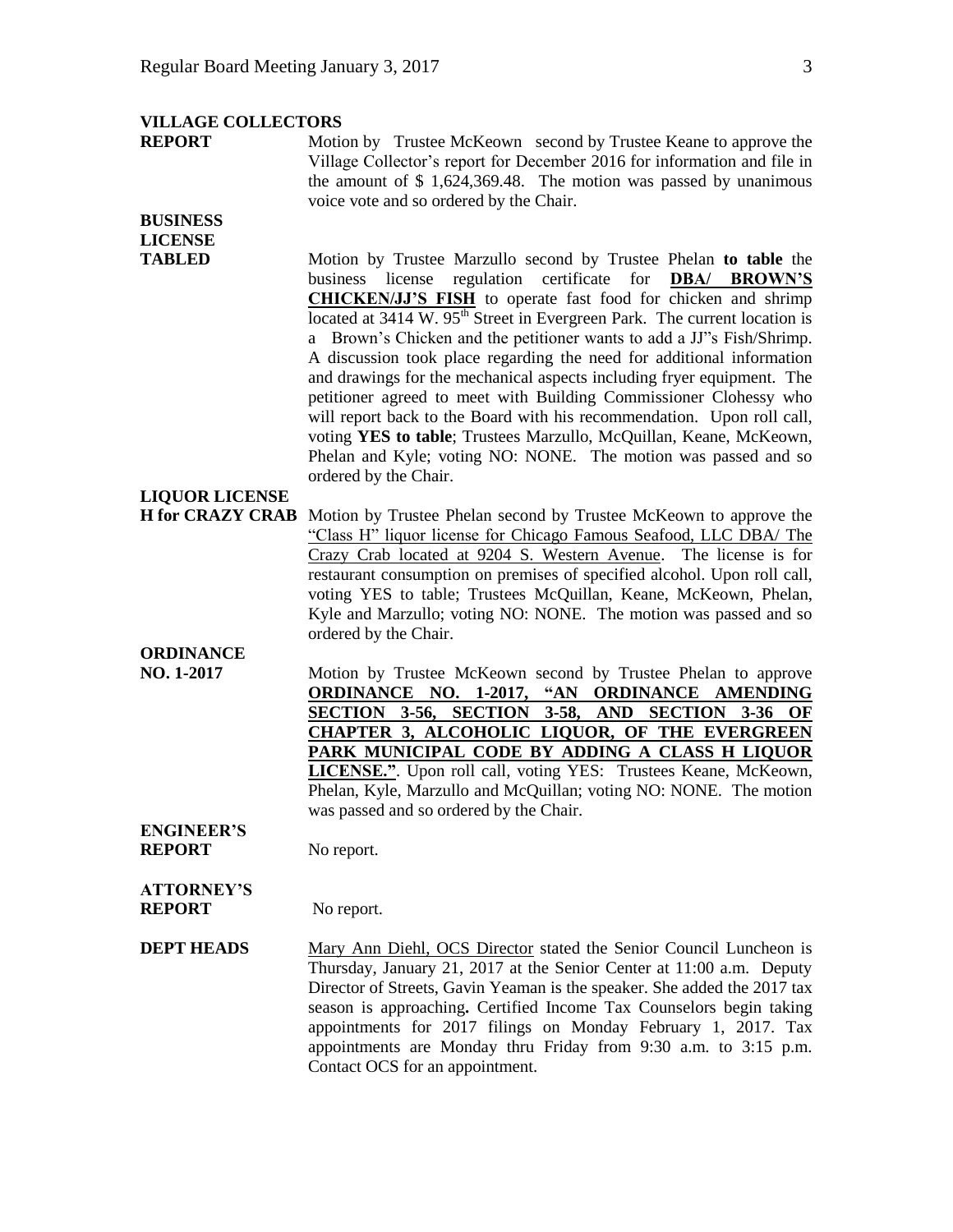**VILLAGE COLLECTORS REPORT**

Motion by Trustee McKeown second by Trustee Keane to approve the Village Collector's report for December 2016 for information and file in the amount of $ 1,624,369.48. The motion was passed by unanimous voice vote and so ordered by the Chair.

**BUSINESS LICENSE TABLED**

Motion by Trustee Marzullo second by Trustee Phelan **to table** the business license regulation certificate for **DBA/ BROWN'S CHICKEN/JJ'S FISH** to operate fast food for chicken and shrimp located at 3414 W. 95th Street in Evergreen Park. The current location is a Brown's Chicken and the petitioner wants to add a JJ"s Fish/Shrimp. A discussion took place regarding the need for additional information and drawings for the mechanical aspects including fryer equipment. The petitioner agreed to meet with Building Commissioner Clohessy who will report back to the Board with his recommendation. Upon roll call, voting **YES to table**; Trustees Marzullo, McQuillan, Keane, McKeown, Phelan and Kyle; voting NO: NONE. The motion was passed and so ordered by the Chair.

**LIQUOR LICENSE H for CRAZY CRAB**

Motion by Trustee Phelan second by Trustee McKeown to approve the "Class H" liquor license for Chicago Famous Seafood, LLC DBA/ The Crazy Crab located at 9204 S. Western Avenue. The license is for restaurant consumption on premises of specified alcohol. Upon roll call, voting YES to table; Trustees McQuillan, Keane, McKeown, Phelan, Kyle and Marzullo; voting NO: NONE. The motion was passed and so ordered by the Chair.

**ORDINANCE NO. 1-2017**

Motion by Trustee McKeown second by Trustee Phelan to approve **ORDINANCE NO. 1-2017, "AN ORDINANCE AMENDING SECTION 3-56, SECTION 3-58, AND SECTION 3-36 OF CHAPTER 3, ALCOHOLIC LIQUOR, OF THE EVERGREEN PARK MUNICIPAL CODE BY ADDING A CLASS H LIQUOR LICENSE."**. Upon roll call, voting YES: Trustees Keane, McKeown, Phelan, Kyle, Marzullo and McQuillan; voting NO: NONE. The motion was passed and so ordered by the Chair.

**ENGINEER'S REPORT**

No report.

**ATTORNEY'S REPORT**

No report.

**DEPT HEADS**

Mary Ann Diehl, OCS Director stated the Senior Council Luncheon is Thursday, January 21, 2017 at the Senior Center at 11:00 a.m. Deputy Director of Streets, Gavin Yeaman is the speaker. She added the 2017 tax season is approaching**.** Certified Income Tax Counselors begin taking appointments for 2017 filings on Monday February 1, 2017. Tax appointments are Monday thru Friday from 9:30 a.m. to 3:15 p.m. Contact OCS for an appointment.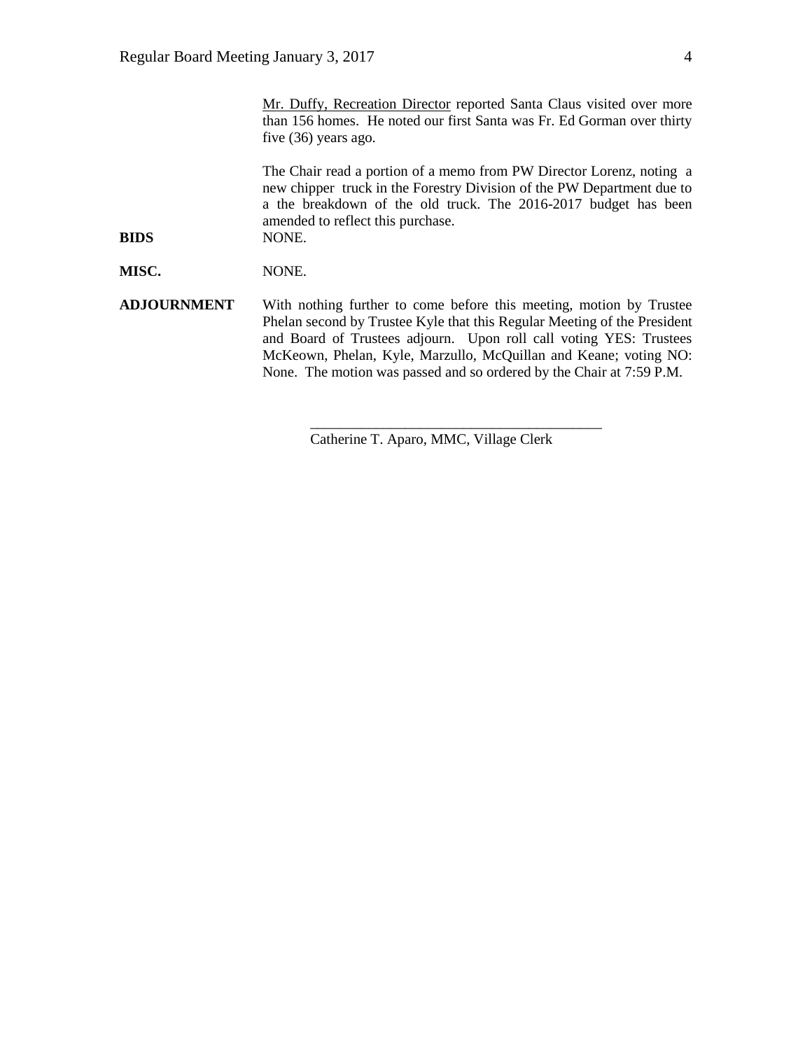Mr. Duffy, Recreation Director reported Santa Claus visited over more than 156 homes. He noted our first Santa was Fr. Ed Gorman over thirty five (36) years ago.

The Chair read a portion of a memo from PW Director Lorenz, noting a new chipper truck in the Forestry Division of the PW Department due to a the breakdown of the old truck. The 2016-2017 budget has been amended to reflect this purchase.

**BIDS** NONE.

**MISC.** NONE.

**ADJOURNMENT** With nothing further to come before this meeting, motion by Trustee Phelan second by Trustee Kyle that this Regular Meeting of the President and Board of Trustees adjourn. Upon roll call voting YES: Trustees McKeown, Phelan, Kyle, Marzullo, McQuillan and Keane; voting NO: None. The motion was passed and so ordered by the Chair at 7:59 P.M.

\_\_\_\_\_\_\_\_\_\_\_\_\_\_\_\_\_\_\_\_\_\_\_\_\_\_\_\_\_\_\_\_\_\_\_\_\_\_\_\_

Catherine T. Aparo, MMC, Village Clerk